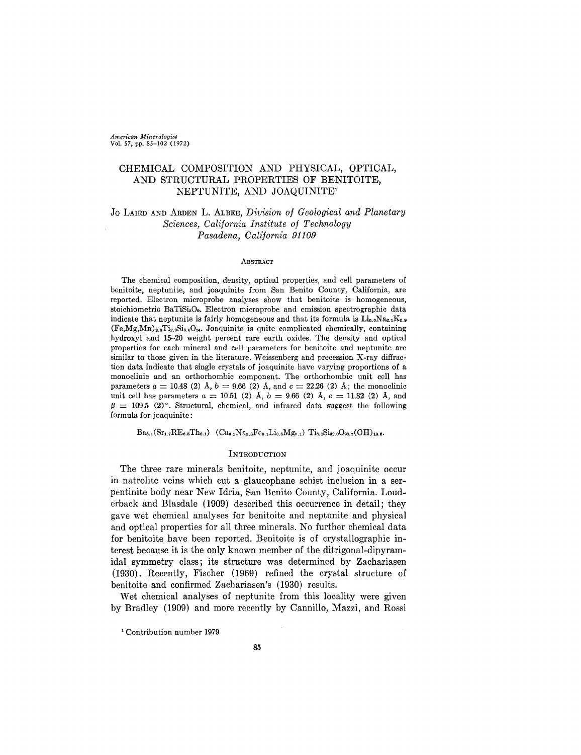*American Mineralogist*
Vol. 57, pp. 85–102 (1972)

# CHEMICAL COMPOSITION AND PHYSICAL, OPTICAL, AND STRUCTURAL PROPERTIES OF BENITOITE, NEPTUNITE, AND JOAQUINITE[1]

JO LAIRD AND ARDEN L. ALBEE, *Division of Geological and Planetary Sciences, California Institute of Technology Pasadena, California 91109*

## ABSTRACT

The chemical composition, density, optical properties, and cell parameters of benitoite, neptunite, and joaquinite from San Benito County, California, are reported. Electron microprobe analyses show that benitoite is homogeneous, stoichiometric $BaTiSi_3O_9$. Electron microprobe and emission spectrographic data indicate that neptunite is fairly homogeneous and that its formula is $Li_{0.8}Na_{2.1}K_{0.9}$ $(Fe,Mg,Mn)_{2.0}Ti_{2.0}Si_{8.0}O_{24}$. Joaquinite is quite complicated chemically, containing hydroxyl and 15–20 weight percent rare earth oxides. The density and optical properties for each mineral and cell parameters for benitoite and neptunite are similar to those given in the literature. Weissenberg and precession X-ray diffraction data indicate that single crystals of joaquinite have varying proportions of a monoclinic and an orthorhombic component. The orthorhombic unit cell has parameters $a = 10.48$ (2) Å, $b = 9.66$ (2) Å, and $c = 22.26$ (2) Å; the monoclinic unit cell has parameters $a = 10.51$ (2) Å, $b = 9.66$ (2) Å, $c = 11.82$ (2) Å, and $\beta = 109.5$ (2)°. Structural, chemical, and infrared data suggest the following formula for joaquinite:

$$Ba_{8.1}(Sr_{1.7}RE_{6.5}Th_{0.1})\ (Ca_{0.2}Na_{3.3}Fe_{3.1}Li_{0.6}Mg_{0.1})\ Ti_{8.1}Si_{32.0}O_{98.7}(OH)_{13.3}.$$

## INTRODUCTION

The three rare minerals benitoite, neptunite, and joaquinite occur in natrolite veins which cut a glaucophane schist inclusion in a serpentinite body near New Idria, San Benito County, California. Louderback and Blasdale (1909) described this occurrence in detail; they gave wet chemical analyses for benitoite and neptunite and physical and optical properties for all three minerals. No further chemical data for benitoite have been reported. Benitoite is of crystallographic interest because it is the only known member of the ditrigonal-dipyramidal symmetry class; its structure was determined by Zachariasen (1930). Recently, Fischer (1969) refined the crystal structure of benitoite and confirmed Zachariasen's (1930) results.

Wet chemical analyses of neptunite from this locality were given by Bradley (1909) and more recently by Cannillo, Mazzi, and Rossi

[1] Contribution number 1979.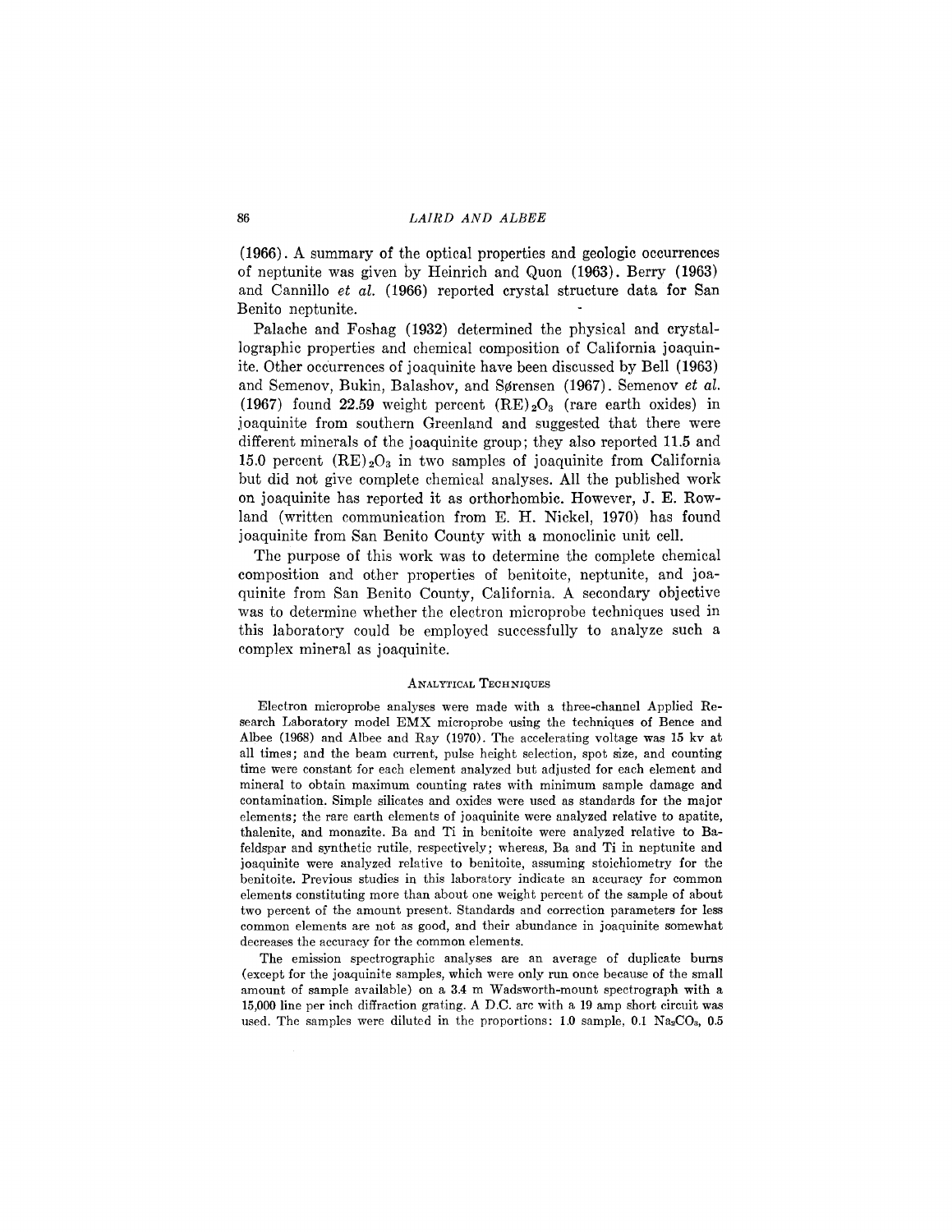(1966). A summary of the optical properties and geologic occurrences of neptunite was given by Heinrich and Quon (1963). Berry (1963) and Cannillo *et al.* (1966) reported crystal structure data for San Benito neptunite.

Palache and Foshag (1932) determined the physical and crystallographic properties and chemical composition of California joaquinite. Other occurrences of joaquinite have been discussed by Bell (1963) and Semenov, Bukin, Balashov, and Sørensen (1967). Semenov *et al.* (1967) found 22.59 weight percent $(RE)_2O_3$ (rare earth oxides) in joaquinite from southern Greenland and suggested that there were different minerals of the joaquinite group; they also reported 11.5 and 15.0 percent $(RE)_2O_3$ in two samples of joaquinite from California but did not give complete chemical analyses. All the published work on joaquinite has reported it as orthorhombic. However, J. E. Rowland (written communication from E. H. Nickel, 1970) has found joaquinite from San Benito County with a monoclinic unit cell.

The purpose of this work was to determine the complete chemical composition and other properties of benitoite, neptunite, and joaquinite from San Benito County, California. A secondary objective was to determine whether the electron microprobe techniques used in this laboratory could be employed successfully to analyze such a complex mineral as joaquinite.

## Analytical Techniques

Electron microprobe analyses were made with a three-channel Applied Research Laboratory model EMX microprobe using the techniques of Bence and Albee (1968) and Albee and Ray (1970). The accelerating voltage was 15 kv at all times; and the beam current, pulse height selection, spot size, and counting time were constant for each element analyzed but adjusted for each element and mineral to obtain maximum counting rates with minimum sample damage and contamination. Simple silicates and oxides were used as standards for the major elements; the rare earth elements of joaquinite were analyzed relative to apatite, thalenite, and monazite. Ba and Ti in benitoite were analyzed relative to Ba-feldspar and synthetic rutile, respectively; whereas, Ba and Ti in neptunite and joaquinite were analyzed relative to benitoite, assuming stoichiometry for the benitoite. Previous studies in this laboratory indicate an accuracy for common elements constituting more than about one weight percent of the sample of about two percent of the amount present. Standards and correction parameters for less common elements are not as good, and their abundance in joaquinite somewhat decreases the accuracy for the common elements.

The emission spectrographic analyses are an average of duplicate burns (except for the joaquinite samples, which were only run once because of the small amount of sample available) on a 3.4 m Wadsworth-mount spectrograph with a 15,000 line per inch diffraction grating. A D.C. arc with a 19 amp short circuit was used. The samples were diluted in the proportions: 1.0 sample, 0.1 $Na_2CO_3$, 0.5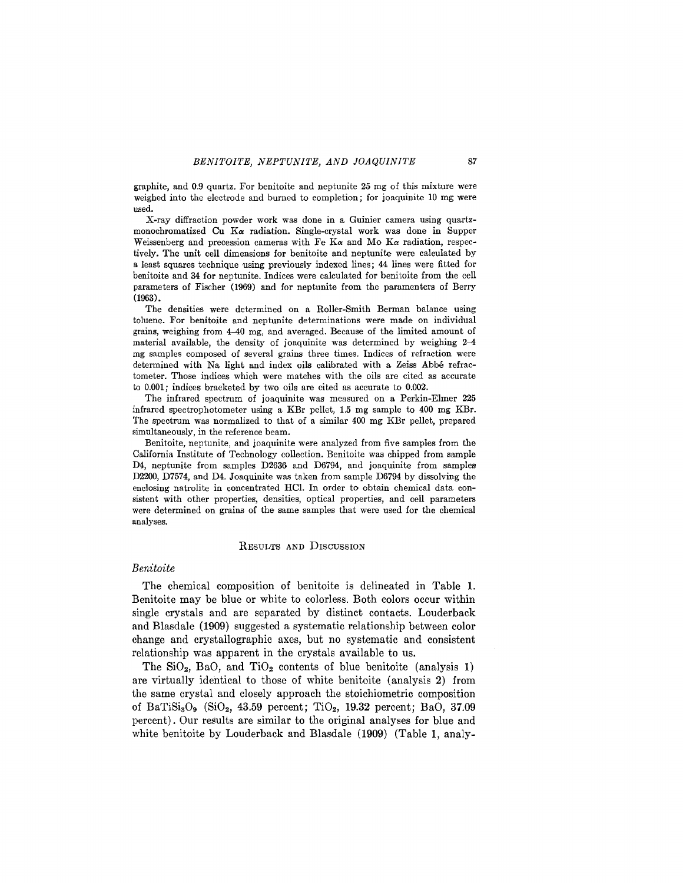graphite, and 0.9 quartz. For benitoite and neptunite 25 mg of this mixture were weighed into the electrode and burned to completion; for joaquinite 10 mg were used.

X-ray diffraction powder work was done in a Guinier camera using quartz-monochromatized Cu K$\alpha$ radiation. Single-crystal work was done in Supper Weissenberg and precession cameras with Fe K$\alpha$ and Mo K$\alpha$ radiation, respectively. The unit cell dimensions for benitoite and neptunite were calculated by a least squares technique using previously indexed lines; 44 lines were fitted for benitoite and 34 for neptunite. Indices were calculated for benitoite from the cell parameters of Fischer (1969) and for neptunite from the paramenters of Berry (1963).

The densities were determined on a Roller-Smith Berman balance using toluene. For benitoite and neptunite determinations were made on individual grains, weighing from 4–40 mg, and averaged. Because of the limited amount of material available, the density of joaquinite was determined by weighing 2–4 mg samples composed of several grains three times. Indices of refraction were determined with Na light and index oils calibrated with a Zeiss Abbé refractometer. Those indices which were matches with the oils are cited as accurate to 0.001; indices bracketed by two oils are cited as accurate to 0.002.

The infrared spectrum of joaquinite was measured on a Perkin-Elmer 225 infrared spectrophotometer using a KBr pellet, 1.5 mg sample to 400 mg KBr. The spectrum was normalized to that of a similar 400 mg KBr pellet, prepared simultaneously, in the reference beam.

Benitoite, neptunite, and joaquinite were analyzed from five samples from the California Institute of Technology collection. Benitoite was chipped from sample D4, neptunite from samples D2636 and D6794, and joaquinite from samples D2200, D7574, and D4. Joaquinite was taken from sample D6794 by dissolving the enclosing natrolite in concentrated HCl. In order to obtain chemical data consistent with other properties, densities, optical properties, and cell parameters were determined on grains of the same samples that were used for the chemical analyses.

## Results and Discussion

### *Benitoite*

The chemical composition of benitoite is delineated in Table 1. Benitoite may be blue or white to colorless. Both colors occur within single crystals and are separated by distinct contacts. Louderback and Blasdale (1909) suggested a systematic relationship between color change and crystallographic axes, but no systematic and consistent relationship was apparent in the crystals available to us.

The $SiO_2$, BaO, and $TiO_2$ contents of blue benitoite (analysis 1) are virtually identical to those of white benitoite (analysis 2) from the same crystal and closely approach the stoichiometric composition of $BaTiSi_3O_9$ ($SiO_2$, 43.59 percent; $TiO_2$, 19.32 percent; BaO, 37.09 percent). Our results are similar to the original analyses for blue and white benitoite by Louderback and Blasdale (1909) (Table 1, analy-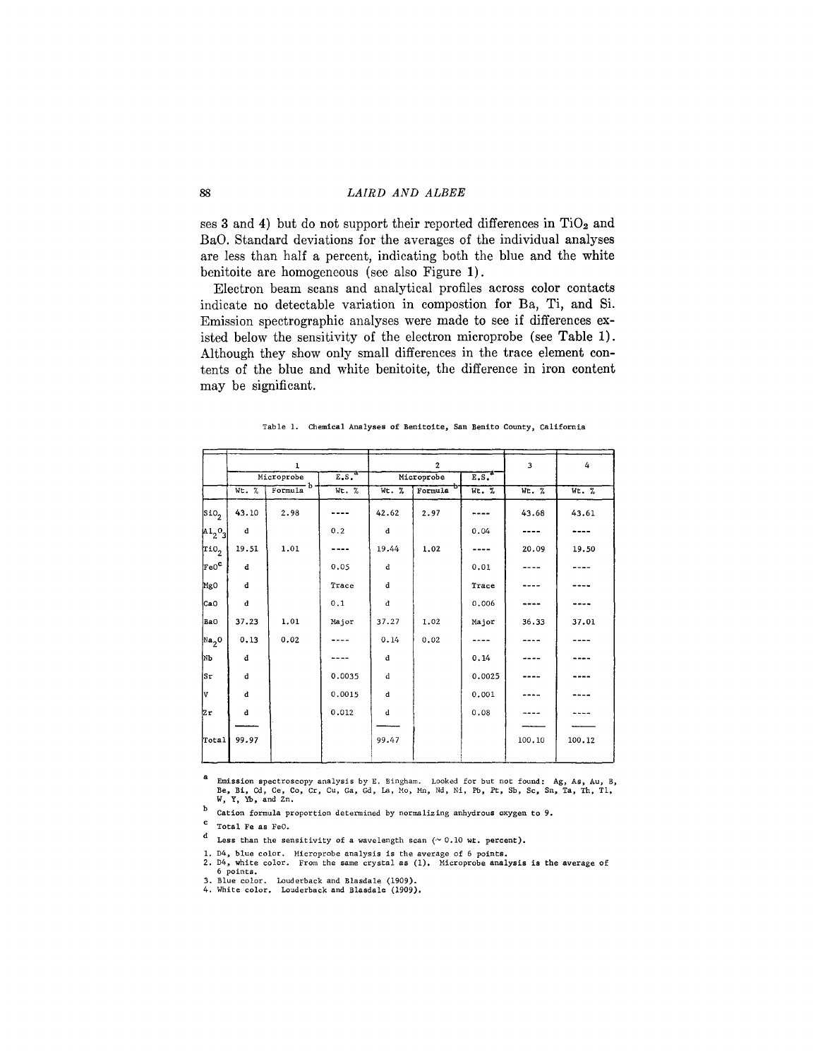ses 3 and 4) but do not support their reported differences in $TiO_2$ and BaO. Standard deviations for the averages of the individual analyses are less than half a percent, indicating both the blue and the white benitoite are homogeneous (see also Figure 1).

Electron beam scans and analytical profiles across color contacts indicate no detectable variation in compostion for Ba, Ti, and Si. Emission spectrographic analyses were made to see if differences existed below the sensitivity of the electron microprobe (see Table 1). Although they show only small differences in the trace element contents of the blue and white benitoite, the difference in iron content may be significant.

Table 1. Chemical Analyses of Benitoite, San Benito County, California

| | 1 | | | 2 | | | 3 | 4 |
|---|---|---|---|---|---|---|---|---|
| | Microprobe | | E.S.[a] | Microprobe | | E.S.[a] | | |
| | Wt. % | Formula[b] | Wt. % | Wt. % | Formula[b] | Wt. % | Wt. % | Wt. % |
| $SiO_2$ | 43.10 | 2.98 | ---- | 42.62 | 2.97 | ---- | 43.68 | 43.61 |
| $Al_2O_3$ | d | | 0.2 | d | | 0.04 | ---- | ---- |
| $TiO_2$ | 19.51 | 1.01 | ---- | 19.44 | 1.02 | ---- | 20.09 | 19.50 |
| FeO[c] | d | | 0.05 | d | | 0.01 | ---- | ---- |
| MgO | d | | Trace | d | | Trace | ---- | ---- |
| CaO | d | | 0.1 | d | | 0.006 | ---- | ---- |
| BaO | 37.23 | 1.01 | Major | 37.27 | 1.02 | Major | 36.33 | 37.01 |
| $Na_2O$ | 0.13 | 0.02 | ---- | 0.14 | 0.02 | ---- | ---- | ---- |
| Nb | d | | ---- | d | | 0.14 | ---- | ---- |
| Sr | d | | 0.0035 | d | | 0.0025 | ---- | ---- |
| V | d | | 0.0015 | d | | 0.001 | ---- | ---- |
| Zr | d | | 0.012 | d | | 0.08 | ---- | ---- |
| Total | 99.97 | | | 99.47 | | | 100.10 | 100.12 |

[a] Emission spectroscopy analysis by E. Bingham. Looked for but not found: Ag, As, Au, B, Be, Bi, Cd, Ce, Co, Cr, Cu, Ga, Gd, La, Mo, Mn, Nd, Ni, Pb, Pt, Sb, Sc, Sn, Ta, Th, Tl, W, Y, Yb, and Zn.

[b] Cation formula proportion determined by normalizing anhydrous oxygen to 9.

[c] Total Fe as FeO.

[d] Less than the sensitivity of a wavelength scan (~ 0.10 wt. percent).

1. D4, blue color. Microprobe analysis is the average of 6 points.
2. D4, white color. From the same crystal as (1). Microprobe analysis is the average of 6 points.
3. Blue color. Louderback and Blasdale (1909).
4. White color. Louderback and Blasdale (1909).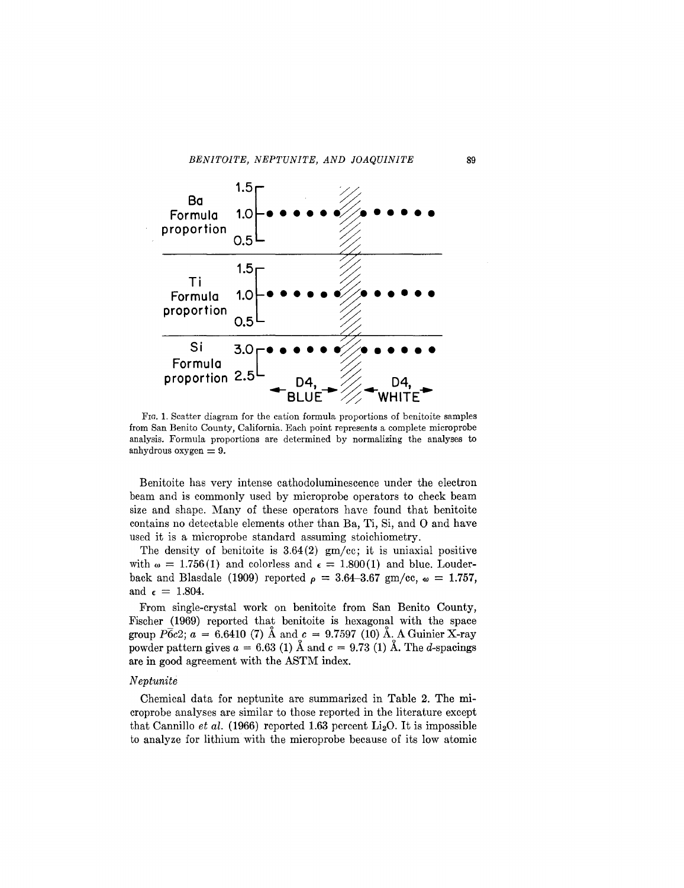Fig. 1. Scatter diagram for the cation formula proportions of benitoite samples from San Benito County, California. Each point represents a complete microprobe analysis. Formula proportions are determined by normalizing the analyses to anhydrous oxygen = 9.

Benitoite has very intense cathodoluminescence under the electron beam and is commonly used by microprobe operators to check beam size and shape. Many of these operators have found that benitoite contains no detectable elements other than Ba, Ti, Si, and O and have used it is a microprobe standard assuming stoichiometry.

The density of benitoite is 3.64(2) gm/cc; it is uniaxial positive with $\omega = 1.756(1)$ and colorless and $\epsilon = 1.800(1)$ and blue. Louderback and Blasdale (1909) reported $\rho = 3.64$–$3.67$ gm/cc, $\omega = 1.757$, and $\epsilon = 1.804$.

From single-crystal work on benitoite from San Benito County, Fischer (1969) reported that benitoite is hexagonal with the space group $P\bar{6}c2$; $a = 6.6410$ (7) Å and $c = 9.7597$ (10) Å. A Guinier X-ray powder pattern gives $a = 6.63$ (1) Å and $c = 9.73$ (1) Å. The $d$-spacings are in good agreement with the ASTM index.

### *Neptunite*

Chemical data for neptunite are summarized in Table 2. The microprobe analyses are similar to those reported in the literature except that Cannillo *et al.* (1966) reported 1.63 percent $Li_2O$. It is impossible to analyze for lithium with the microprobe because of its low atomic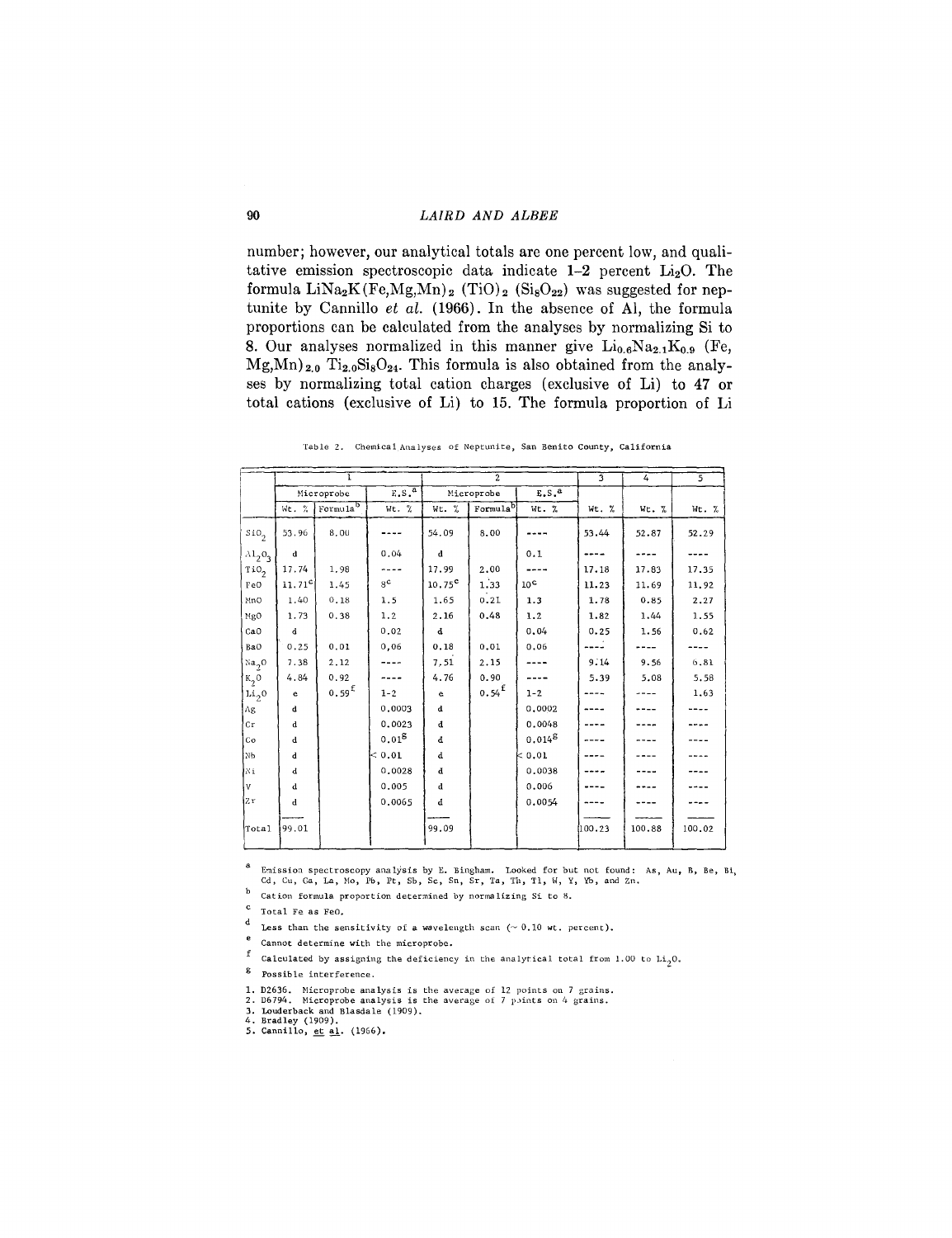number; however, our analytical totals are one percent low, and qualitative emission spectroscopic data indicate 1–2 percent $Li_2O$. The formula $LiNa_2K(Fe,Mg,Mn)_2\ (TiO)_2\ (Si_8O_{22})$ was suggested for neptunite by Cannillo *et al.* (1966). In the absence of Al, the formula proportions can be calculated from the analyses by normalizing Si to 8. Our analyses normalized in this manner give $Li_{0.6}Na_{2.1}K_{0.9}$ (Fe, Mg,Mn)$_{2.0}$ $Ti_{2.0}Si_8O_{24}$. This formula is also obtained from the analyses by normalizing total cation charges (exclusive of Li) to 47 or total cations (exclusive of Li) to 15. The formula proportion of Li

Table 2. Chemical Analyses of Neptunite, San Benito County, California

| | 1 | | | 2 | | | 3 | 4 | 5 |
|---|---|---|---|---|---|---|---|---|---|
| | Microprobe | | E.S.[a] | Microprobe | | E.S.[a] | | | |
| | Wt. % | Formula[b] | Wt. % | Wt. % | Formula[b] | Wt. % | Wt. % | Wt. % | Wt. % |
| $SiO_2$ | 53.96 | 8.00 | ---- | 54.09 | 8.00 | ---- | 53.44 | 52.87 | 52.29 |
| $Al_2O_3$ | d | | 0.04 | d | | 0.1 | ---- | ---- | ---- |
| $TiO_2$ | 17.74 | 1.98 | ---- | 17.99 | 2.00 | ---- | 17.18 | 17.83 | 17.35 |
| FeO | 11.71[c] | 1.45 | 8[c] | 10.75[c] | 1.33 | 10[c] | 11.23 | 11.69 | 11.92 |
| MnO | 1.40 | 0.18 | 1.5 | 1.65 | 0.21 | 1.3 | 1.78 | 0.85 | 2.27 |
| MgO | 1.73 | 0.38 | 1.2 | 2.16 | 0.48 | 1.2 | 1.82 | 1.44 | 1.55 |
| CaO | d | | 0.02 | d | | 0.04 | 0.25 | 1.56 | 0.62 |
| BaO | 0.25 | 0.01 | 0.06 | 0.18 | 0.01 | 0.06 | ---- | ---- | ---- |
| $Na_2O$ | 7.38 | 2.12 | ---- | 7.51 | 2.15 | ---- | 9.14 | 9.56 | 6.81 |
| $K_2O$ | 4.84 | 0.92 | ---- | 4.76 | 0.90 | ---- | 5.39 | 5.08 | 5.58 |
| $Li_2O$ | e | 0.59[f] | 1-2 | e | 0.54[f] | 1-2 | ---- | ---- | 1.63 |
| Ag | d | | 0.0003 | d | | 0.0002 | ---- | ---- | ---- |
| Cr | d | | 0.0023 | d | | 0.0048 | ---- | ---- | ---- |
| Co | d | | 0.01[g] | d | | 0.014[g] | ---- | ---- | ---- |
| Nb | d | | < 0.01 | d | | < 0.01 | ---- | ---- | ---- |
| Ni | d | | 0.0028 | d | | 0.0038 | ---- | ---- | ---- |
| V | d | | 0.005 | d | | 0.006 | ---- | ---- | ---- |
| Zr | d | | 0.0065 | d | | 0.0054 | ---- | ---- | ---- |
| Total | 99.01 | | | 99.09 | | | 100.23 | 100.88 | 100.02 |

[a] Emission spectroscopy analysis by E. Bingham. Looked for but not found: As, Au, B, Be, Bi, Cd, Cu, Ga, La, Mo, Pb, Pt, Sb, Sc, Sn, Sr, Ta, Th, Tl, W, Y, Yb, and Zn.

[b] Cation formula proportion determined by normalizing Si to 8.

[c] Total Fe as FeO.

[d] Less than the sensitivity of a wavelength scan (~ 0.10 wt. percent).

[e] Cannot determine with the microprobe.

[f] Calculated by assigning the deficiency in the analytical total from 1.00 to $Li_2O$.

[g] Possible interference.

1. D2636. Microprobe analysis is the average of 12 points on 7 grains.
2. D6794. Microprobe analysis is the average of 7 points on 4 grains.
3. Louderback and Blasdale (1909).
4. Bradley (1909).
5. Cannillo, *et al.* (1966).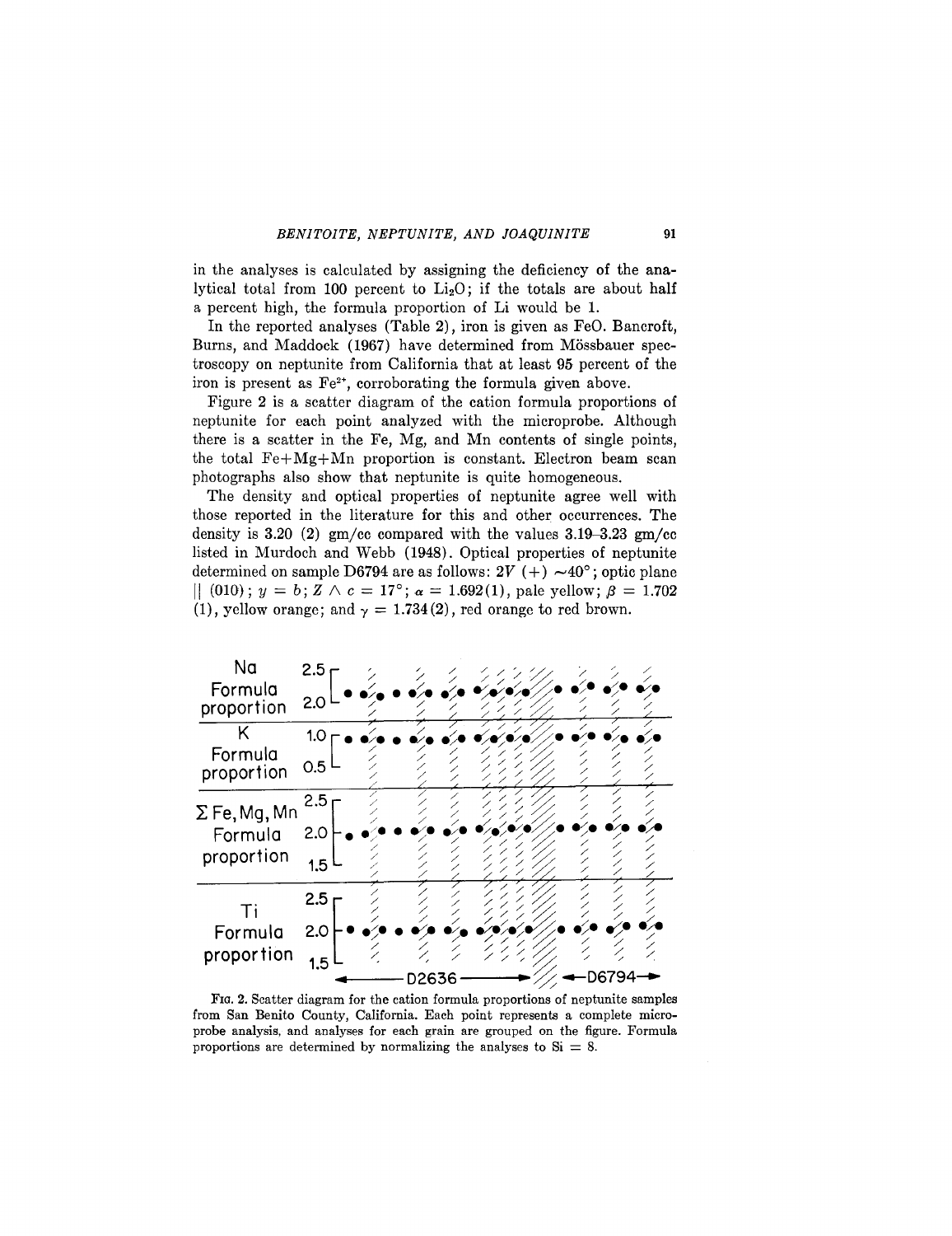in the analyses is calculated by assigning the deficiency of the analytical total from 100 percent to $Li_2O$; if the totals are about half a percent high, the formula proportion of Li would be 1.

In the reported analyses (Table 2), iron is given as FeO. Bancroft, Burns, and Maddock (1967) have determined from Mössbauer spectroscopy on neptunite from California that at least 95 percent of the iron is present as $Fe^{2+}$, corroborating the formula given above.

Figure 2 is a scatter diagram of the cation formula proportions of neptunite for each point analyzed with the microprobe. Although there is a scatter in the Fe, Mg, and Mn contents of single points, the total Fe+Mg+Mn proportion is constant. Electron beam scan photographs also show that neptunite is quite homogeneous.

The density and optical properties of neptunite agree well with those reported in the literature for this and other occurrences. The density is 3.20 (2) gm/cc compared with the values 3.19–3.23 gm/cc listed in Murdoch and Webb (1948). Optical properties of neptunite determined on sample D6794 are as follows: $2V$ (+) ~40°; optic plane ∥ (010); $y = b$; $Z \wedge c = 17°$; $\alpha = 1.692(1)$, pale yellow; $\beta = 1.702$ (1), yellow orange; and $\gamma = 1.734(2)$, red orange to red brown.

FIG. 2. Scatter diagram for the cation formula proportions of neptunite samples from San Benito County, California. Each point represents a complete microprobe analysis, and analyses for each grain are grouped on the figure. Formula proportions are determined by normalizing the analyses to Si = 8.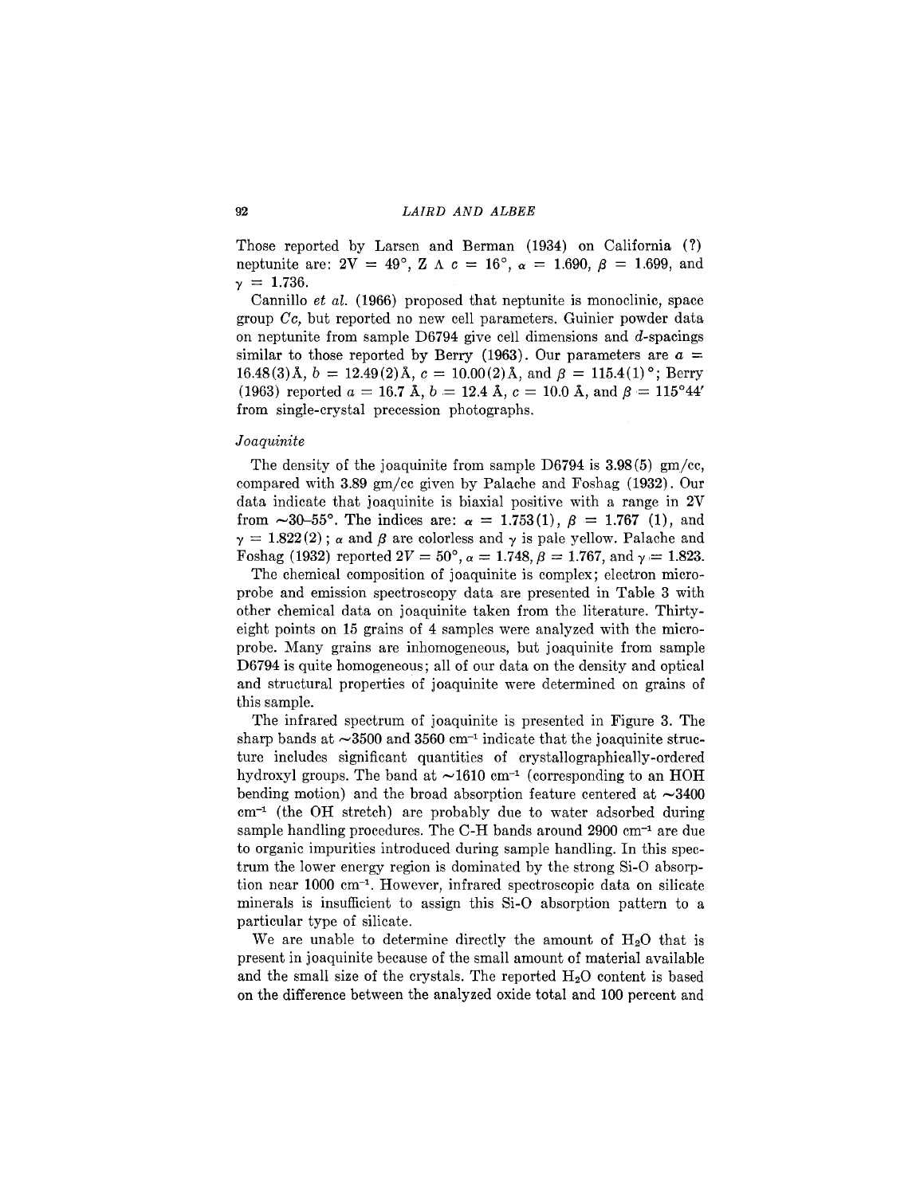Those reported by Larsen and Berman (1934) on California (?) neptunite are: $2V = 49°$, $Z \wedge c = 16°$, $\alpha = 1.690$, $\beta = 1.699$, and $\gamma = 1.736$.

Cannillo *et al.* (1966) proposed that neptunite is monoclinic, space group *Cc*, but reported no new cell parameters. Guinier powder data on neptunite from sample D6794 give cell dimensions and *d*-spacings similar to those reported by Berry (1963). Our parameters are $a = 16.48(3)$ Å, $b = 12.49(2)$ Å, $c = 10.00(2)$ Å, and $\beta = 115.4(1)°$; Berry (1963) reported $a = 16.7$ Å, $b = 12.4$ Å, $c = 10.0$ Å, and $\beta = 115°44'$ from single-crystal precession photographs.

### *Joaquinite*

The density of the joaquinite from sample D6794 is 3.98(5) gm/cc, compared with 3.89 gm/cc given by Palache and Foshag (1932). Our data indicate that joaquinite is biaxial positive with a range in 2V from ~30–55°. The indices are: $\alpha = 1.753(1)$, $\beta = 1.767$ (1), and $\gamma = 1.822(2)$; $\alpha$ and $\beta$ are colorless and $\gamma$ is pale yellow. Palache and Foshag (1932) reported $2V = 50°$, $\alpha = 1.748$, $\beta = 1.767$, and $\gamma = 1.823$.

The chemical composition of joaquinite is complex; electron microprobe and emission spectroscopy data are presented in Table 3 with other chemical data on joaquinite taken from the literature. Thirty-eight points on 15 grains of 4 samples were analyzed with the microprobe. Many grains are inhomogeneous, but joaquinite from sample D6794 is quite homogeneous; all of our data on the density and optical and structural properties of joaquinite were determined on grains of this sample.

The infrared spectrum of joaquinite is presented in Figure 3. The sharp bands at ~3500 and 3560 $cm^{-1}$ indicate that the joaquinite structure includes significant quantities of crystallographically-ordered hydroxyl groups. The band at ~1610 $cm^{-1}$ (corresponding to an HOH bending motion) and the broad absorption feature centered at ~3400 $cm^{-1}$ (the OH stretch) are probably due to water adsorbed during sample handling procedures. The C-H bands around 2900 $cm^{-1}$ are due to organic impurities introduced during sample handling. In this spectrum the lower energy region is dominated by the strong Si-O absorption near 1000 $cm^{-1}$. However, infrared spectroscopic data on silicate minerals is insufficient to assign this Si-O absorption pattern to a particular type of silicate.

We are unable to determine directly the amount of $H_2O$ that is present in joaquinite because of the small amount of material available and the small size of the crystals. The reported $H_2O$ content is based on the difference between the analyzed oxide total and 100 percent and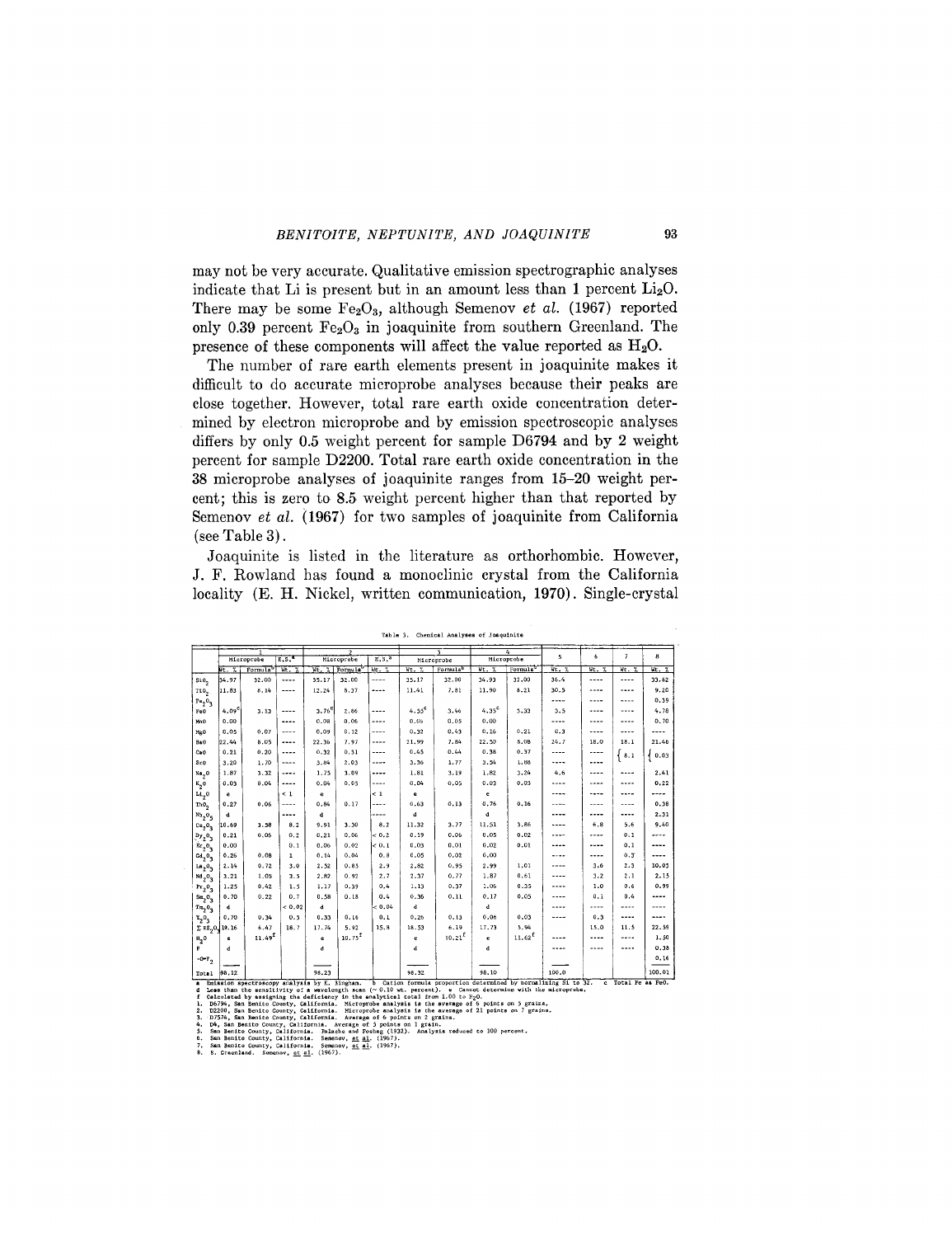may not be very accurate. Qualitative emission spectrographic analyses indicate that Li is present but in an amount less than 1 percent $Li_2O$. There may be some $Fe_2O_3$, although Semenov *et al.* (1967) reported only 0.39 percent $Fe_2O_3$ in joaquinite from southern Greenland. The presence of these components will affect the value reported as $H_2O$.

The number of rare earth elements present in joaquinite makes it difficult to do accurate microprobe analyses because their peaks are close together. However, total rare earth oxide concentration determined by electron microprobe and by emission spectroscopic analyses differs by only 0.5 weight percent for sample D6794 and by 2 weight percent for sample D2200. Total rare earth oxide concentration in the 38 microprobe analyses of joaquinite ranges from 15–20 weight percent; this is zero to 8.5 weight percent higher than that reported by Semenov *et al.* (1967) for two samples of joaquinite from California (see Table 3).

Joaquinite is listed in the literature as orthorhombic. However, J. F. Rowland has found a monoclinic crystal from the California locality (E. H. Nickel, written communication, 1970). Single-crystal

Table 3. Chemical Analyses of Joaquinite

| | 1 | | | 2 | | | 3 | | 4 | | 5 | 6 | 7 | 8 |
|---|---|---|---|---|---|---|---|---|---|---|---|---|---|---|
| | Microprobe | | E.S.[a] | Microprobe | | E.S.[a] | Microprobe | | Microprobe | | | | | |
| | Wt. % | Formula[b] | Wt. % | Wt. % | Formula[b] | Wt. % | Wt. % | Formula[b] | Wt. % | Formula[b] | Wt. % | Wt. % | Wt. % | Wt. % |
| $SiO_2$ | 34.97 | 32.00 | ---- | 35.17 | 32.00 | ---- | 35.17 | 32.00 | 34.93 | 32.00 | 36.4 | ---- | ---- | 33.42 |
| $TiO_2$ | 11.83 | 8.14 | ---- | 12.24 | 8.37 | ---- | 11.41 | 7.81 | 11.90 | 8.21 | 30.5 | ---- | ---- | 9.20 |
| $Fe_2O_3$ | | | | | | | | | | | ---- | ---- | ---- | 0.39 |
| FeO | 4.09[c] | 3.13 | ---- | 3.76[c] | 2.86 | ---- | 4.55[c] | 3.46 | 4.35[c] | 3.32 | 5.5 | ---- | ---- | 4.78 |
| MnO | 0.00 | | ---- | 0.08 | 0.06 | ---- | 0.06 | 0.05 | 0.00 | | ---- | ---- | ---- | 0.70 |
| MgO | 0.05 | 0.07 | ---- | 0.09 | 0.12 | ---- | 0.32 | 0.43 | 0.16 | 0.21 | 0.3 | ---- | ---- | ---- |
| BaO | 22.44 | 8.05 | ---- | 22.36 | 7.97 | ---- | 21.99 | 7.84 | 22.50 | 8.08 | 24.7 | 18.0 | 18.1 | 21.46 |
| CaO | 0.21 | 0.20 | ---- | 0.32 | 0.31 | ---- | 0.45 | 0.44 | 0.38 | 0.37 | ---- | ---- | { 8.1 | { 0.03 |
| SrO | 3.20 | 1.70 | ---- | 3.84 | 2.03 | ---- | 3.36 | 1.77 | 3.54 | 1.88 | ---- | ---- | | |
| $Na_2O$ | 1.87 | 3.32 | ---- | 1.75 | 3.09 | ---- | 1.81 | 3.19 | 1.82 | 3.24 | 4.6 | ---- | ---- | 2.41 |
| $K_2O$ | 0.03 | 0.04 | ---- | 0.04 | 0.05 | ---- | 0.04 | 0.05 | 0.03 | 0.03 | ---- | ---- | ---- | 0.22 |
| $Li_2O$ | e | | < 1 | e | | < 1 | e | | e | | ---- | ---- | ---- | ---- |
| $ThO_2$ | 0.27 | 0.06 | ---- | 0.84 | 0.17 | ---- | 0.63 | 0.13 | 0.76 | 0.16 | ---- | ---- | ---- | 0.38 |
| $Nb_2O_5$ | d | | ---- | d | | ---- | d | | d | | ---- | ---- | ---- | 2.31 |
| $Ce_2O_3$ | 10.69 | 3.58 | 8.2 | 9.91 | 3.30 | 8.2 | 11.32 | 3.77 | 11.51 | 3.86 | ---- | 6.8 | 5.6 | 9.40 |
| $Dy_2O_3$ | 0.21 | 0.06 | 0.2 | 0.21 | 0.06 | < 0.2 | 0.19 | 0.06 | 0.05 | 0.02 | ---- | ---- | 0.1 | ---- |
| $Er_2O_3$ | 0.00 | | 0.1 | 0.06 | 0.02 | < 0.1 | 0.03 | 0.01 | 0.02 | 0.01 | ---- | ---- | 0.1 | ---- |
| $Gd_2O_3$ | 0.26 | 0.08 | 1 | 0.14 | 0.04 | 0.8 | 0.05 | 0.02 | 0.00 | | ---- | ---- | 0.3 | ---- |
| $La_2O_3$ | 2.14 | 0.72 | 3.0 | 2.52 | 0.85 | 2.9 | 2.82 | 0.95 | 2.99 | 1.01 | ---- | 3.6 | 2.3 | 10.05 |
| $Nd_2O_3$ | 3.21 | 1.05 | 3.5 | 2.82 | 0.92 | 2.7 | 2.37 | 0.77 | 1.87 | 0.61 | ---- | 3.2 | 2.1 | 2.15 |
| $Pr_2O_3$ | 1.25 | 0.42 | 1.5 | 1.17 | 0.39 | 0.4 | 1.13 | 0.37 | 1.06 | 0.35 | ---- | 1.0 | 0.6 | 0.99 |
| $Sm_2O_3$ | 0.70 | 0.22 | 0.7 | 0.58 | 0.18 | 0.4 | 0.36 | 0.11 | 0.17 | 0.05 | ---- | 0.1 | 0.4 | ---- |
| $Tm_2O_3$ | d | | < 0.02 | d | | < 0.04 | d | | d | | ---- | ---- | ---- | ---- |
| $Y_2O_3$ | 0.70 | 0.34 | 0.5 | 0.33 | 0.16 | 0.1 | 0.26 | 0.13 | 0.06 | 0.03 | ---- | 0.3 | ---- | ---- |
| $\Sigma\ RE_2O_3$ | 19.16 | 6.47 | 18.7 | 17.74 | 5.92 | 15.8 | 18.53 | 6.19 | 17.73 | 5.94 | ---- | 15.0 | 11.5 | 22.59 |
| $H_2O$ | e | 11.49[f] | | e | 10.75[f] | | e | 10.21[f] | e | 11.62[f] | ---- | ---- | ---- | 1.50 |
| F | d | | | d | | | d | | d | | ---- | ---- | ---- | 0.38 |
| $-O=F_2$ | | | | | | | | | | | | | | 0.16 |
| Total | 98.12 | | | 98.23 | | | 98.32 | | 98.10 | | 100.0 | | | 100.01 |

a Emission spectroscopy analysis by E. Bingham. b Cation formula proportion determined by normalizing Si to 32. c Total Fe as FeO.
d Less than the sensitivity of a wavelength scan (~ 0.10 wt. percent). e Cannot determine with the microprobe.
f Calculated by assigning the deficiency in the analytical total from 1.00 to $H_2O$.
1. D6794, San Benito County, California. Microprobe analysis is the average of 6 points on 5 grains.
2. D2200, San Benito County, California. Microprobe analysis is the average of 21 points on 7 grains.
3. D7574, San Benito County, California. Average of 6 points on 2 grains.
4. D4, San Benito County, California. Average of 5 points on 1 grain.
5. San Benito County, California. Palache and Foshag (1932). Analysis reduced to 100 percent.
6. San Benito County, California. Semenov, et al. (1967).
7. San Benito County, California. Semenov, et al. (1967).
8. S. Greenland. Semenov, et al. (1967).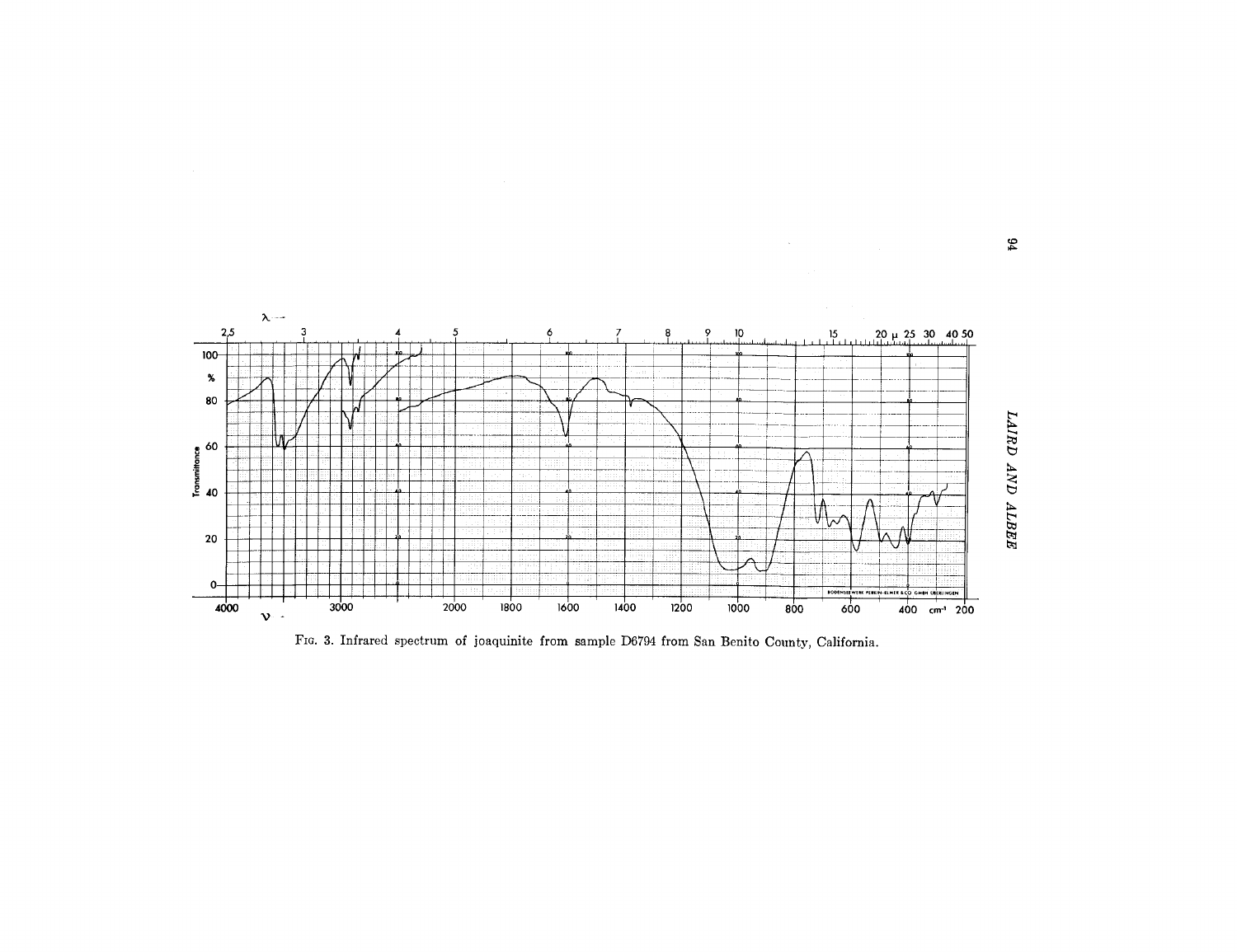FIG. 3. Infrared spectrum of joaquinite from sample D6794 from San Benito County, California.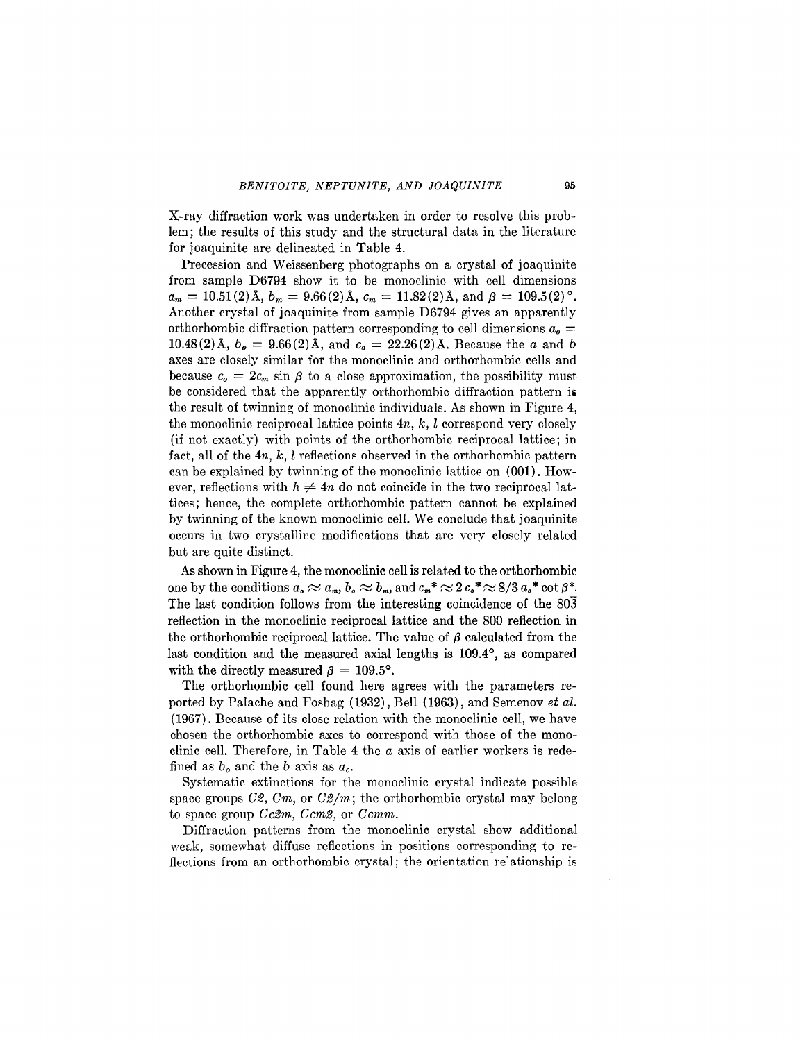X-ray diffraction work was undertaken in order to resolve this problem; the results of this study and the structural data in the literature for joaquinite are delineated in Table 4.

Precession and Weissenberg photographs on a crystal of joaquinite from sample D6794 show it to be monoclinic with cell dimensions $a_m = 10.51(2)$ Å, $b_m = 9.66(2)$ Å, $c_m = 11.82(2)$ Å, and $\beta = 109.5(2)°$. Another crystal of joaquinite from sample D6794 gives an apparently orthorhombic diffraction pattern corresponding to cell dimensions $a_o = 10.48(2)$ Å, $b_o = 9.66(2)$ Å, and $c_o = 22.26(2)$ Å. Because the $a$ and $b$ axes are closely similar for the monoclinic and orthorhombic cells and because $c_o = 2c_m \sin \beta$ to a close approximation, the possibility must be considered that the apparently orthorhombic diffraction pattern is the result of twinning of monoclinic individuals. As shown in Figure 4, the monoclinic reciprocal lattice points $4n, k, l$ correspond very closely (if not exactly) with points of the orthorhombic reciprocal lattice; in fact, all of the $4n, k, l$ reflections observed in the orthorhombic pattern can be explained by twinning of the monoclinic lattice on (001). However, reflections with $h \neq 4n$ do not coincide in the two reciprocal lattices; hence, the complete orthorhombic pattern cannot be explained by twinning of the known monoclinic cell. We conclude that joaquinite occurs in two crystalline modifications that are very closely related but are quite distinct.

As shown in Figure 4, the monoclinic cell is related to the orthorhombic one by the conditions $a_o \approx a_m$, $b_o \approx b_m$, and $c_m^* \approx 2\, c_o^* \approx 8/3\, a_o^* \cot \beta^*$. The last condition follows from the interesting coincidence of the $80\bar{3}$ reflection in the monoclinic reciprocal lattice and the 800 reflection in the orthorhombic reciprocal lattice. The value of $\beta$ calculated from the last condition and the measured axial lengths is 109.4°, as compared with the directly measured $\beta = 109.5°$.

The orthorhombic cell found here agrees with the parameters reported by Palache and Foshag (1932), Bell (1963), and Semenov *et al.* (1967). Because of its close relation with the monoclinic cell, we have chosen the orthorhombic axes to correspond with those of the monoclinic cell. Therefore, in Table 4 the $a$ axis of earlier workers is redefined as $b_o$ and the $b$ axis as $a_o$.

Systematic extinctions for the monoclinic crystal indicate possible space groups *C2*, *Cm*, or *C2/m*; the orthorhombic crystal may belong to space group *Cc2m*, *Ccm2*, or *Ccmm*.

Diffraction patterns from the monoclinic crystal show additional weak, somewhat diffuse reflections in positions corresponding to reflections from an orthorhombic crystal; the orientation relationship is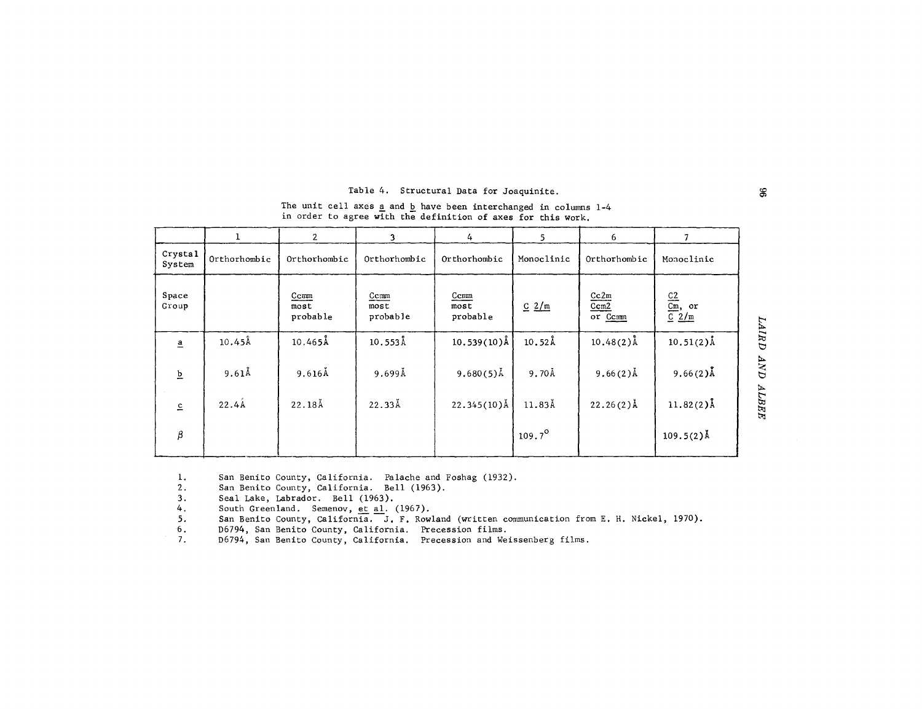Table 4. Structural Data for Joaquinite.

The unit cell axes a and b have been interchanged in columns 1-4 in order to agree with the definition of axes for this work.

| | 1 | 2 | 3 | 4 | 5 | 6 | 7 |
|---|---|---|---|---|---|---|---|
| Crystal System | Orthorhombic | Orthorhombic | Orthorhombic | Orthorhombic | Monoclinic | Orthorhombic | Monoclinic |
| Space Group | | Ccmm most probable | Ccmm most probable | Ccmm most probable | C 2/m | Cc2m Ccm2 or Ccmm | C2 Cm, or C 2/m |
| a | 10.45Å | 10.465Å | 10.553Å | 10.539(10)Å | 10.52Å | 10.48(2)Å | 10.51(2)Å |
| b | 9.61Å | 9.616Å | 9.699Å | 9.680(5)Å | 9.70Å | 9.66(2)Å | 9.66(2)Å |
| c | 22.4Å | 22.18Å | 22.33Å | 22.345(10)Å | 11.83Å | 22.26(2)Å | 11.82(2)Å |
| β | | | | | 109.7° | | 109.5(2)Å |

1. San Benito County, California. Palache and Foshag (1932).
2. San Benito County, California. Bell (1963).
3. Seal Lake, Labrador. Bell (1963).
4. South Greenland. Semenov, et al. (1967).
5. San Benito County, California. J. F. Rowland (written communication from E. H. Nickel, 1970).
6. D6794, San Benito County, California. Precession films.
7. D6794, San Benito County, California. Precession and Weissenberg films.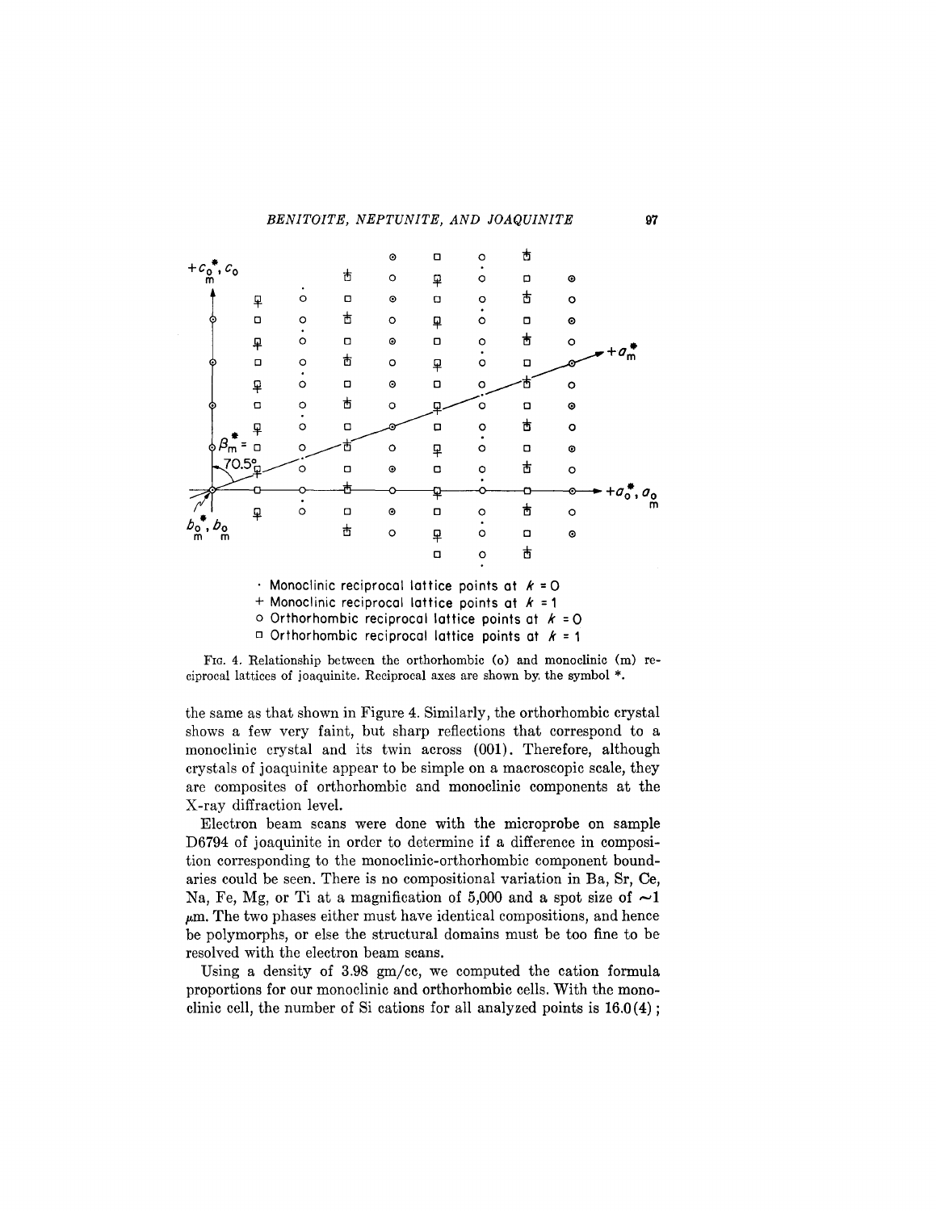· Monoclinic reciprocal lattice points at $k = 0$
+ Monoclinic reciprocal lattice points at $k = 1$
○ Orthorhombic reciprocal lattice points at $k = 0$
□ Orthorhombic reciprocal lattice points at $k = 1$

FIG. 4. Relationship between the orthorhombic (o) and monoclinic (m) reciprocal lattices of joaquinite. Reciprocal axes are shown by the symbol *.

the same as that shown in Figure 4. Similarly, the orthorhombic crystal shows a few very faint, but sharp reflections that correspond to a monoclinic crystal and its twin across (001). Therefore, although crystals of joaquinite appear to be simple on a macroscopic scale, they are composites of orthorhombic and monoclinic components at the X-ray diffraction level.

Electron beam scans were done with the microprobe on sample D6794 of joaquinite in order to determine if a difference in composition corresponding to the monoclinic-orthorhombic component boundaries could be seen. There is no compositional variation in Ba, Sr, Ce, Na, Fe, Mg, or Ti at a magnification of 5,000 and a spot size of ~1 $\mu$m. The two phases either must have identical compositions, and hence be polymorphs, or else the structural domains must be too fine to be resolved with the electron beam scans.

Using a density of 3.98 gm/cc, we computed the cation formula proportions for our monoclinic and orthorhombic cells. With the monoclinic cell, the number of Si cations for all analyzed points is 16.0(4);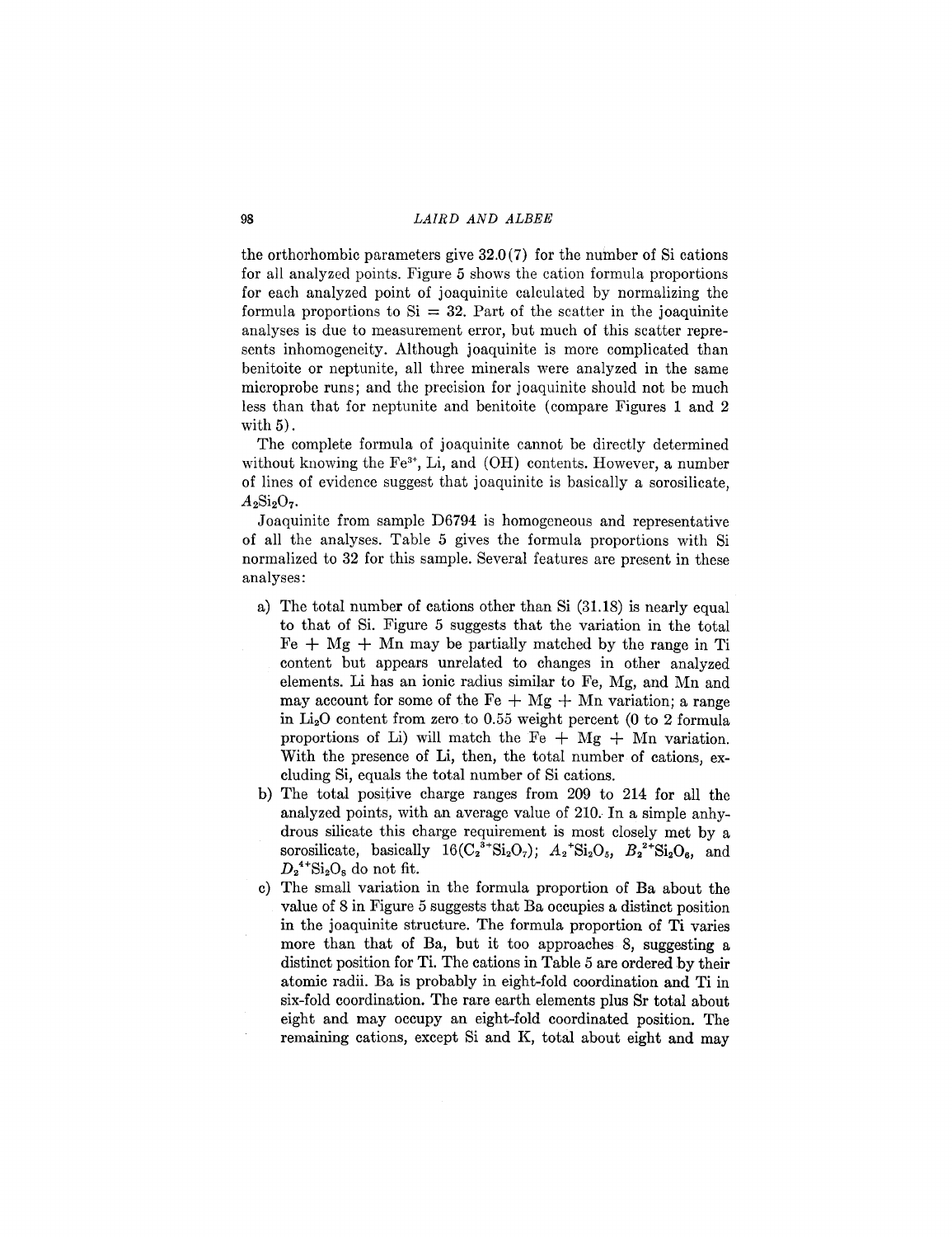the orthorhombic parameters give 32.0(7) for the number of Si cations for all analyzed points. Figure 5 shows the cation formula proportions for each analyzed point of joaquinite calculated by normalizing the formula proportions to Si = 32. Part of the scatter in the joaquinite analyses is due to measurement error, but much of this scatter represents inhomogeneity. Although joaquinite is more complicated than benitoite or neptunite, all three minerals were analyzed in the same microprobe runs; and the precision for joaquinite should not be much less than that for neptunite and benitoite (compare Figures 1 and 2 with 5).

The complete formula of joaquinite cannot be directly determined without knowing the $Fe^{3+}$, Li, and (OH) contents. However, a number of lines of evidence suggest that joaquinite is basically a sorosilicate, $A_2Si_2O_7$.

Joaquinite from sample D6794 is homogeneous and representative of all the analyses. Table 5 gives the formula proportions with Si normalized to 32 for this sample. Several features are present in these analyses:

a) The total number of cations other than Si (31.18) is nearly equal to that of Si. Figure 5 suggests that the variation in the total Fe + Mg + Mn may be partially matched by the range in Ti content but appears unrelated to changes in other analyzed elements. Li has an ionic radius similar to Fe, Mg, and Mn and may account for some of the Fe + Mg + Mn variation; a range in $Li_2O$ content from zero to 0.55 weight percent (0 to 2 formula proportions of Li) will match the Fe + Mg + Mn variation. With the presence of Li, then, the total number of cations, excluding Si, equals the total number of Si cations.

b) The total positive charge ranges from 209 to 214 for all the analyzed points, with an average value of 210. In a simple anhydrous silicate this charge requirement is most closely met by a sorosilicate, basically $16(C_2^{3+}Si_2O_7)$; $A_2^{+}Si_2O_5$, $B_2^{2+}Si_2O_6$, and $D_2^{4+}Si_2O_8$ do not fit.

c) The small variation in the formula proportion of Ba about the value of 8 in Figure 5 suggests that Ba occupies a distinct position in the joaquinite structure. The formula proportion of Ti varies more than that of Ba, but it too approaches 8, suggesting a distinct position for Ti. The cations in Table 5 are ordered by their atomic radii. Ba is probably in eight-fold coordination and Ti in six-fold coordination. The rare earth elements plus Sr total about eight and may occupy an eight-fold coordinated position. The remaining cations, except Si and K, total about eight and may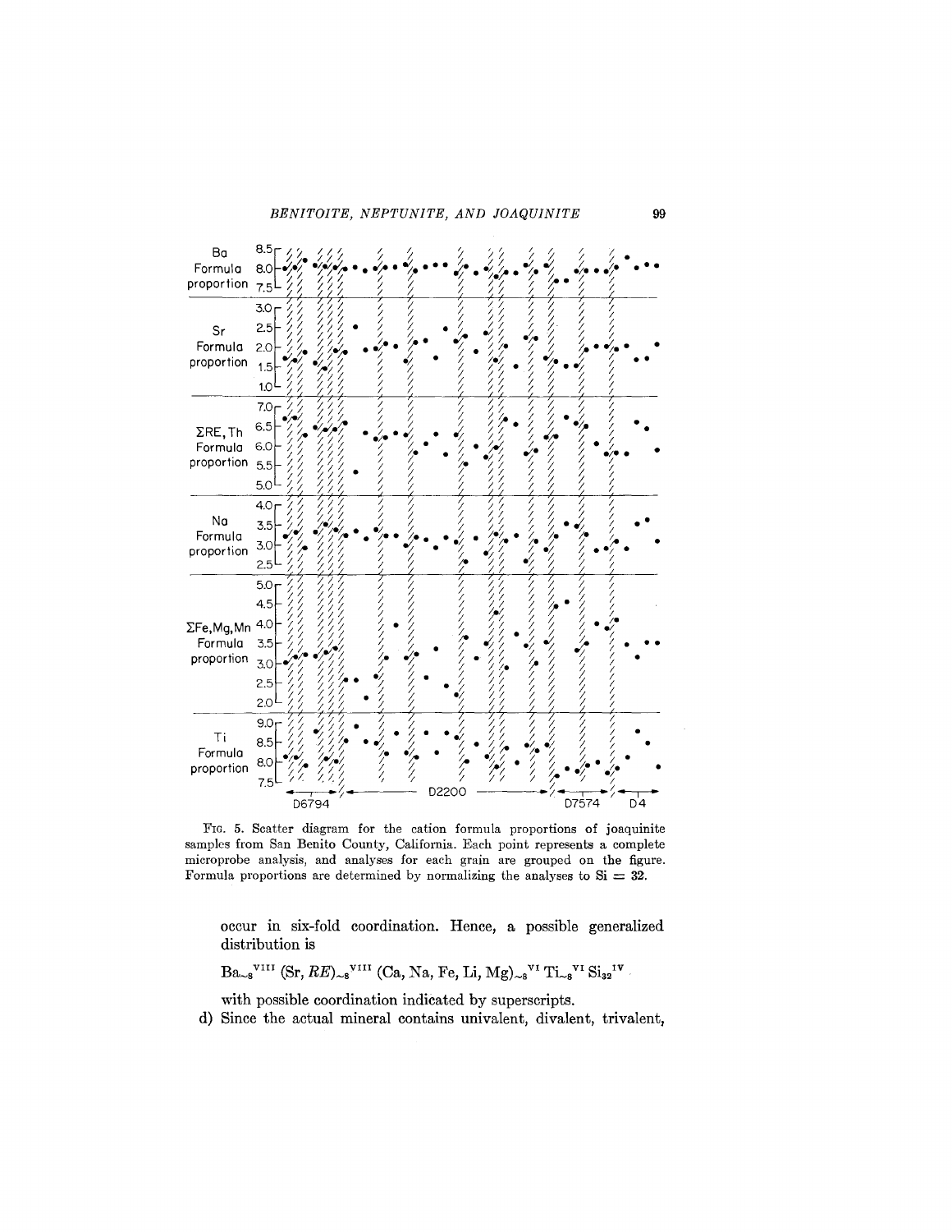FIG. 5. Scatter diagram for the cation formula proportions of joaquinite samples from San Benito County, California. Each point represents a complete microprobe analysis, and analyses for each grain are grouped on the figure. Formula proportions are determined by normalizing the analyses to Si = 32.

occur in six-fold coordination. Hence, a possible generalized distribution is

$$\mathrm{Ba}_{\sim 8}{}^{\mathrm{VIII}}\,(\mathrm{Sr}, RE)_{\sim 8}{}^{\mathrm{VIII}}\,(\mathrm{Ca, Na, Fe, Li, Mg})_{\sim 8}{}^{\mathrm{VI}}\,\mathrm{Ti}_{\sim 8}{}^{\mathrm{VI}}\,\mathrm{Si}_{32}{}^{\mathrm{IV}}$$

with possible coordination indicated by superscripts.

d) Since the actual mineral contains univalent, divalent, trivalent,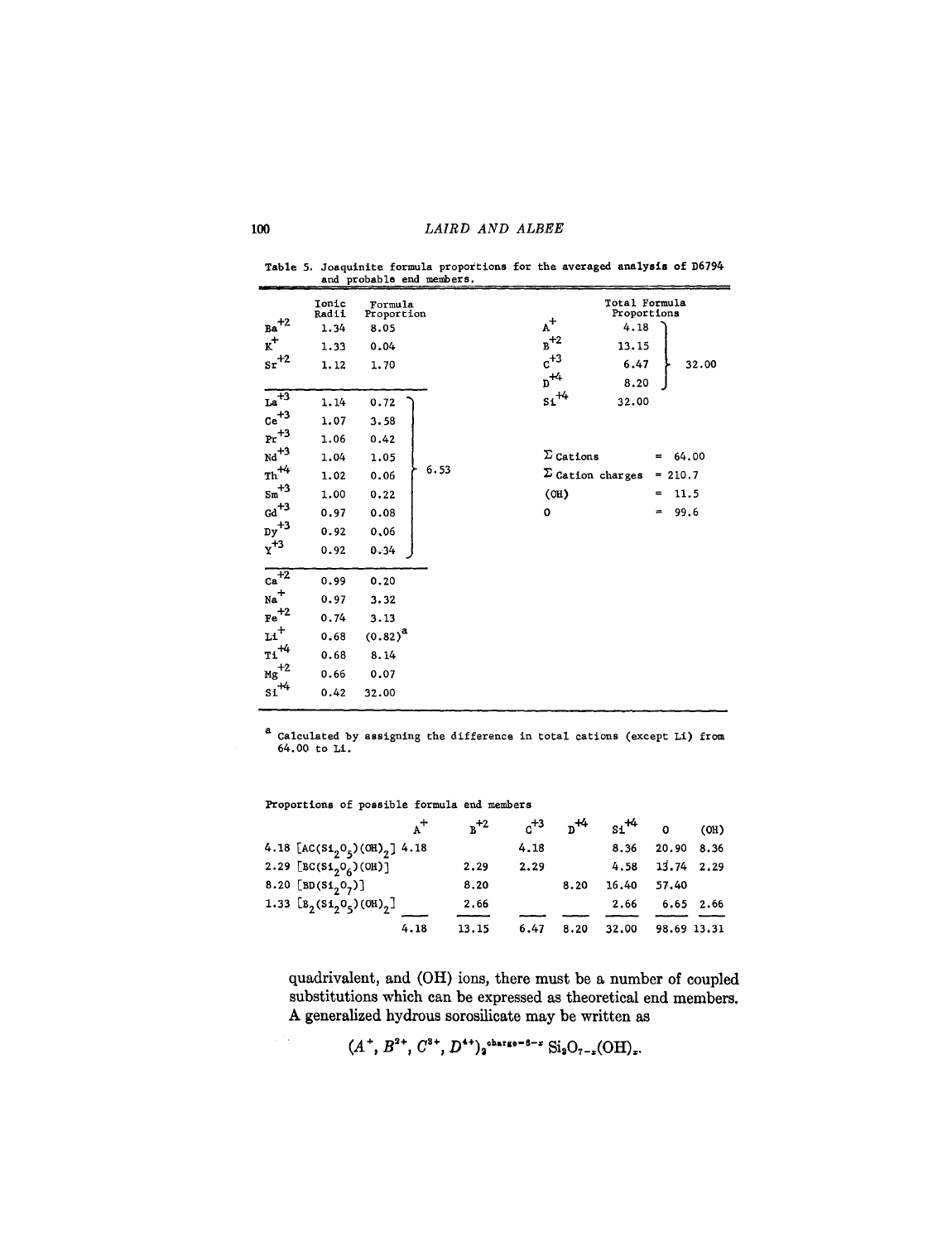Table 5. Joaquinite formula proportions for the averaged analysis of D6794 and probable end members.

| | Ionic Radii | Formula Proportion | | | Total Formula Proportions | |
|---|---|---|---|---|---|---|
| $Ba^{+2}$ | 1.34 | 8.05 | | $A^{+}$ | 4.18 | |
| $K^{+}$ | 1.33 | 0.04 | | $B^{+2}$ | 13.15 | |
| $Sr^{+2}$ | 1.12 | 1.70 | | $C^{+3}$ | 6.47 | 32.00 |
| | | | | $D^{+4}$ | 8.20 | |
| $La^{+3}$ | 1.14 | 0.72 | | $Si^{+4}$ | 32.00 | |
| $Ce^{+3}$ | 1.07 | 3.58 | | | | |
| $Pr^{+3}$ | 1.06 | 0.42 | | | | |
| $Nd^{+3}$ | 1.04 | 1.05 | | Σ Cations | = 64.00 | |
| $Th^{+4}$ | 1.02 | 0.06 | 6.53 | Σ Cation charges | = 210.7 | |
| $Sm^{+3}$ | 1.00 | 0.22 | | (OH) | = 11.5 | |
| $Gd^{+3}$ | 0.97 | 0.08 | | O | = 99.6 | |
| $Dy^{+3}$ | 0.92 | 0.06 | | | | |
| $Y^{+3}$ | 0.92 | 0.34 | | | | |
| $Ca^{+2}$ | 0.99 | 0.20 | | | | |
| $Na^{+}$ | 0.97 | 3.32 | | | | |
| $Fe^{+2}$ | 0.74 | 3.13 | | | | |
| $Li^{+}$ | 0.68 | (0.82)[a] | | | | |
| $Ti^{+4}$ | 0.68 | 8.14 | | | | |
| $Mg^{+2}$ | 0.66 | 0.07 | | | | |
| $Si^{+4}$ | 0.42 | 32.00 | | | | |

[a] Calculated by assigning the difference in total cations (except Li) from 64.00 to Li.

Proportions of possible formula end members

| | $A^{+}$ | $B^{+2}$ | $C^{+3}$ | $D^{+4}$ | $Si^{+4}$ | O | (OH) |
|---|---|---|---|---|---|---|---|
| 4.18 $[AC(Si_2O_5)(OH)_2]$ | 4.18 | | 4.18 | | 8.36 | 20.90 | 8.36 |
| 2.29 $[BC(Si_2O_6)(OH)]$ | | 2.29 | 2.29 | | 4.58 | 13.74 | 2.29 |
| 8.20 $[BD(Si_2O_7)]$ | | 8.20 | | 8.20 | 16.40 | 57.40 | |
| 1.33 $[B_2(Si_2O_5)(OH)_2]$ | | 2.66 | | | 2.66 | 6.65 | 2.66 |
| | 4.18 | 13.15 | 6.47 | 8.20 | 32.00 | 98.69 | 13.31 |

quadrivalent, and (OH) ions, there must be a number of coupled substitutions which can be expressed as theoretical end members. A generalized hydrous sorosilicate may be written as

$$(A^{+}, B^{2+}, C^{3+}, D^{4+})_2^{\text{charge}-6-x}\, Si_2O_{7-x}(OH)_x.$$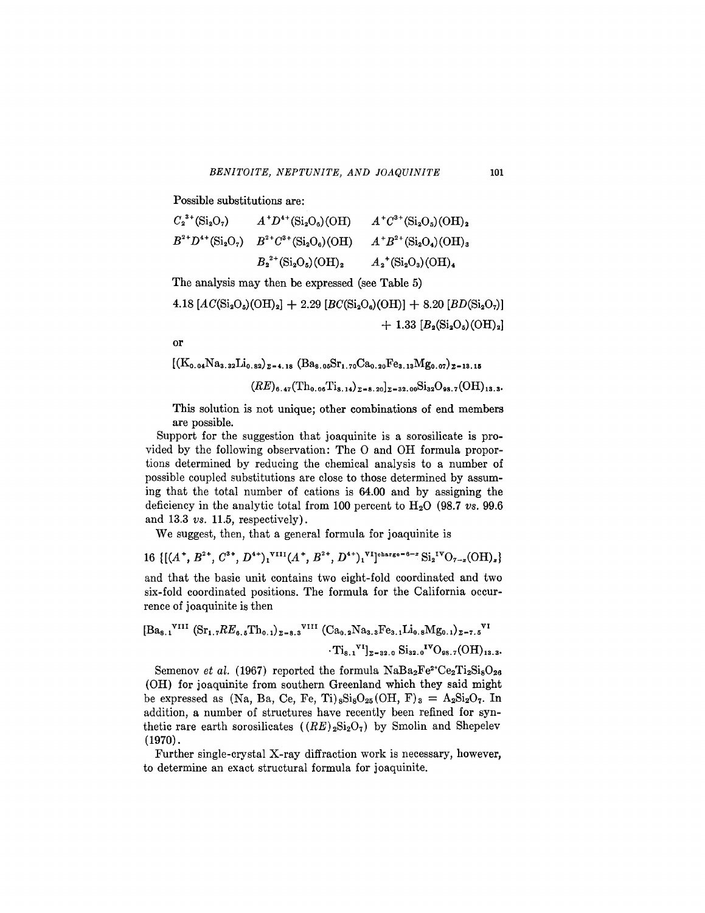Possible substitutions are:

$$
\begin{array}{lll}
C_2^{3+}(Si_2O_7) & A^+D^{4+}(Si_2O_6)(OH) & A^+C^{3+}(Si_2O_5)(OH)_2 \\
B^{2+}D^{4+}(Si_2O_7) & B^{2+}C^{3+}(Si_2O_6)(OH) & A^+B^{2+}(Si_2O_4)(OH)_3 \\
 & B_2^{2+}(Si_2O_5)(OH)_2 & A_2^+(Si_2O_3)(OH)_4
\end{array}
$$

The analysis may then be expressed (see Table 5)

$$4.18\,[AC(Si_2O_5)(OH)_2] + 2.29\,[BC(Si_2O_6)(OH)] + 8.20\,[BD(Si_2O_7)] + 1.33\,[B_2(Si_2O_5)(OH)_2]$$

or

$$[(K_{0.04}Na_{3.32}Li_{0.82})_{\Sigma=4.18}\,(Ba_{8.05}Sr_{1.70}Ca_{0.20}Fe_{3.13}Mg_{0.07})_{\Sigma=13.15}\,(RE)_{6.47}(Th_{0.06}Ti_{8.14})_{\Sigma=8.20}]_{\Sigma=32.00}Si_{32}O_{98.7}(OH)_{13.3}.$$

This solution is not unique; other combinations of end members are possible.

Support for the suggestion that joaquinite is a sorosilicate is provided by the following observation: The O and OH formula proportions determined by reducing the chemical analysis to a number of possible coupled substitutions are close to those determined by assuming that the total number of cations is 64.00 and by assigning the deficiency in the analytic total from 100 percent to $H_2O$ (98.7 *vs.* 99.6 and 13.3 *vs.* 11.5, respectively).

We suggest, then, that a general formula for joaquinite is

$$16\,\{[(A^+, B^{2+}, C^{3+}, D^{4+})_1{}^{VIII}(A^+, B^{2+}, D^{4+})_1{}^{VI}]^{charge=6-x}\,Si_2{}^{IV}O_{7-x}(OH)_x\}$$

and that the basic unit contains two eight-fold coordinated and two six-fold coordinated positions. The formula for the California occurrence of joaquinite is then

$$[Ba_{8.1}{}^{VIII}\,(Sr_{1.7}RE_{6.5}Th_{0.1})_{\Sigma=8.3}{}^{VIII}\,(Ca_{0.2}Na_{3.3}Fe_{3.1}Li_{0.8}Mg_{0.1})_{\Sigma=7.5}{}^{VI}\cdot Ti_{8.1}{}^{VI}]_{\Sigma=32.0}\,Si_{32.0}{}^{IV}O_{98.7}(OH)_{13.3}.$$

Semenov *et al.* (1967) reported the formula $NaBa_2Fe^{2+}Ce_2Ti_2Si_8O_{26}(OH)$ for joaquinite from southern Greenland which they said might be expressed as $(Na, Ba, Ce, Fe, Ti)_8Si_8O_{25}(OH, F)_3 = A_2Si_2O_7$. In addition, a number of structures have recently been refined for synthetic rare earth sorosilicates ($(RE)_2Si_2O_7$) by Smolin and Shepelev (1970).

Further single-crystal X-ray diffraction work is necessary, however, to determine an exact structural formula for joaquinite.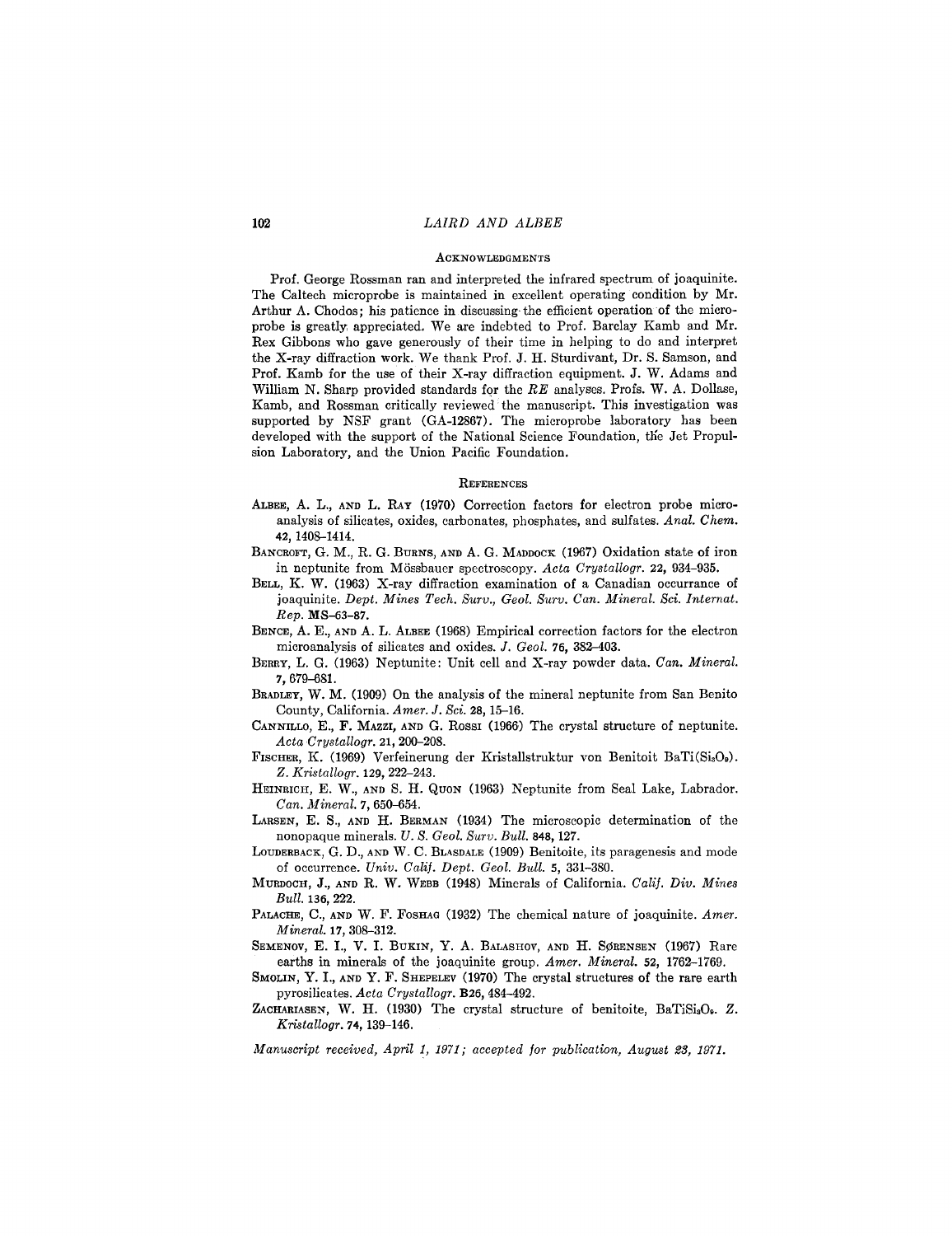## Acknowledgments

Prof. George Rossman ran and interpreted the infrared spectrum of joaquinite. The Caltech microprobe is maintained in excellent operating condition by Mr. Arthur A. Chodos; his patience in discussing the efficient operation of the microprobe is greatly appreciated. We are indebted to Prof. Barclay Kamb and Mr. Rex Gibbons who gave generously of their time in helping to do and interpret the X-ray diffraction work. We thank Prof. J. H. Sturdivant, Dr. S. Samson, and Prof. Kamb for the use of their X-ray diffraction equipment. J. W. Adams and William N. Sharp provided standards for the *RE* analyses. Profs. W. A. Dollase, Kamb, and Rossman critically reviewed the manuscript. This investigation was supported by NSF grant (GA-12867). The microprobe laboratory has been developed with the support of the National Science Foundation, the Jet Propulsion Laboratory, and the Union Pacific Foundation.

## References

Albee, A. L., and L. Ray (1970) Correction factors for electron probe microanalysis of silicates, oxides, carbonates, phosphates, and sulfates. *Anal. Chem.* **42**, 1408–1414.

Bancroft, G. M., R. G. Burns, and A. G. Maddock (1967) Oxidation state of iron in neptunite from Mössbauer spectroscopy. *Acta Crystallogr.* **22**, 934–935.

Bell, K. W. (1963) X-ray diffraction examination of a Canadian occurrance of joaquinite. *Dept. Mines Tech. Surv., Geol. Surv. Can. Mineral. Sci. Internat. Rep.* **MS-63-87.**

Bence, A. E., and A. L. Albee (1968) Empirical correction factors for the electron microanalysis of silicates and oxides. *J. Geol.* **76**, 382–403.

Berry, L. G. (1963) Neptunite: Unit cell and X-ray powder data. *Can. Mineral.* **7**, 679–681.

Bradley, W. M. (1909) On the analysis of the mineral neptunite from San Benito County, California. *Amer. J. Sci.* **28**, 15–16.

Cannillo, E., F. Mazzi, and G. Rossi (1966) The crystal structure of neptunite. *Acta Crystallogr.* **21**, 200–208.

Fischer, K. (1969) Verfeinerung der Kristallstruktur von Benitoit $BaTi(Si_3O_9)$. *Z. Kristallogr.* **129**, 222–243.

Heinrich, E. W., and S. H. Quon (1963) Neptunite from Seal Lake, Labrador. *Can. Mineral.* **7**, 650–654.

Larsen, E. S., and H. Berman (1934) The microscopic determination of the nonopaque minerals. *U. S. Geol. Surv. Bull.* **848**, 127.

Louderback, G. D., and W. C. Blasdale (1909) Benitoite, its paragenesis and mode of occurrence. *Univ. Calif. Dept. Geol. Bull.* **5**, 331–380.

Murdoch, J., and R. W. Webb (1948) Minerals of California. *Calif. Div. Mines Bull.* **136**, 222.

Palache, C., and W. F. Foshag (1932) The chemical nature of joaquinite. *Amer. Mineral.* **17**, 308–312.

Semenov, E. I., V. I. Bukin, Y. A. Balashov, and H. Sørensen (1967) Rare earths in minerals of the joaquinite group. *Amer. Mineral.* **52**, 1762–1769.

Smolin, Y. I., and Y. F. Shepelev (1970) The crystal structures of the rare earth pyrosilicates. *Acta Crystallogr.* **B26**, 484–492.

Zachariasen, W. H. (1930) The crystal structure of benitoite, $BaTiSi_3O_9$. *Z. Kristallogr.* **74**, 139–146.

*Manuscript received, April 1, 1971; accepted for publication, August 23, 1971.*